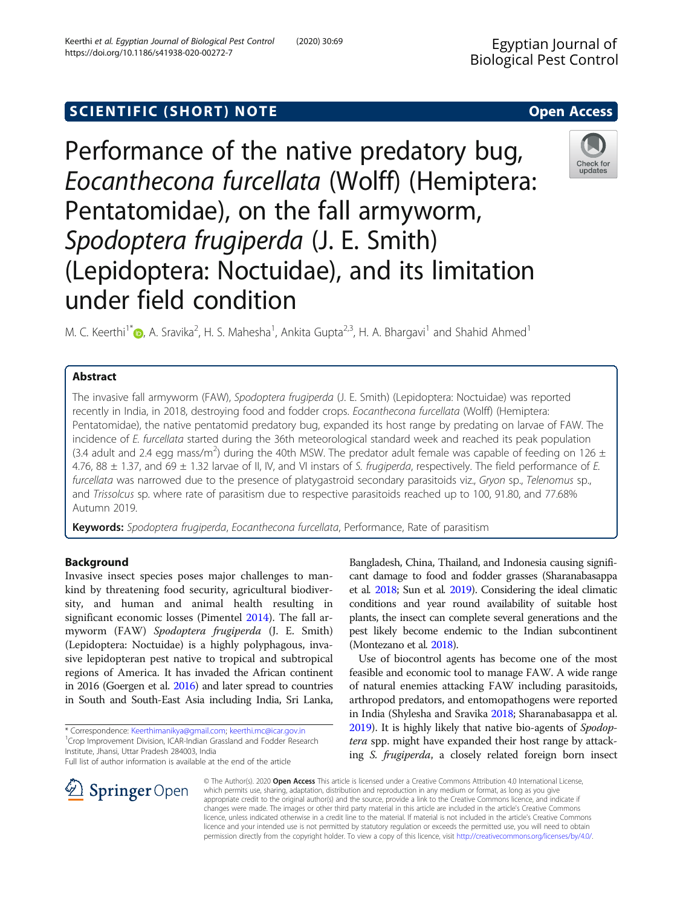SCIENTIFIC (SHORT) NOTE

Open Access

# Performance of the native predatory bug, *Eocanthecona furcellata* (Wolff) (Hemiptera: Pentatomidae), on the fall armyworm, *Spodoptera frugiperda* (J. E. Smith) (Lepidoptera: Noctuidae), and its limitation under field condition

M. C. Keerthi[1*], A. Sravika[2], H. S. Mahesha[1], Ankita Gupta[2,3], H. A. Bhargavi[1] and Shahid Ahmed[1]

## Abstract

The invasive fall armyworm (FAW), *Spodoptera frugiperda* (J. E. Smith) (Lepidoptera: Noctuidae) was reported recently in India, in 2018, destroying food and fodder crops. *Eocanthecona furcellata* (Wolff) (Hemiptera: Pentatomidae), the native pentatomid predatory bug, expanded its host range by predating on larvae of FAW. The incidence of *E. furcellata* started during the 36th meteorological standard week and reached its peak population (3.4 adult and 2.4 egg mass/m$^2$) during the 40th MSW. The predator adult female was capable of feeding on 126 ± 4.76, 88 ± 1.37, and 69 ± 1.32 larvae of II, IV, and VI instars of *S. frugiperda*, respectively. The field performance of *E. furcellata* was narrowed due to the presence of platygastroid secondary parasitoids viz., *Gryon* sp., *Telenomus* sp., and *Trissolcus* sp. where rate of parasitism due to respective parasitoids reached up to 100, 91.80, and 77.68% Autumn 2019.

**Keywords:** *Spodoptera frugiperda*, *Eocanthecona furcellata*, Performance, Rate of parasitism

## Background

Invasive insect species poses major challenges to mankind by threatening food security, agricultural biodiversity, and human and animal health resulting in significant economic losses (Pimentel 2014). The fall armyworm (FAW) *Spodoptera frugiperda* (J. E. Smith) (Lepidoptera: Noctuidae) is a highly polyphagous, invasive lepidopteran pest native to tropical and subtropical regions of America. It has invaded the African continent in 2016 (Goergen et al. 2016) and later spread to countries in South and South-East Asia including India, Sri Lanka, Bangladesh, China, Thailand, and Indonesia causing significant damage to food and fodder grasses (Sharanabasappa et al. 2018; Sun et al. 2019). Considering the ideal climatic conditions and year round availability of suitable host plants, the insect can complete several generations and the pest likely become endemic to the Indian subcontinent (Montezano et al. 2018).

Use of biocontrol agents has become one of the most feasible and economic tool to manage FAW. A wide range of natural enemies attacking FAW including parasitoids, arthropod predators, and entomopathogens were reported in India (Shylesha and Sravika 2018; Sharanabasappa et al. 2019). It is highly likely that native bio-agents of *Spodoptera* spp. might have expanded their host range by attacking *S. frugiperda*, a closely related foreign born insect

\* Correspondence: Keerthimanikya@gmail.com; keerthi.mc@icar.gov.in
[1]Crop Improvement Division, ICAR-Indian Grassland and Fodder Research Institute, Jhansi, Uttar Pradesh 284003, India
Full list of author information is available at the end of the article

© The Author(s). 2020 **Open Access** This article is licensed under a Creative Commons Attribution 4.0 International License, which permits use, sharing, adaptation, distribution and reproduction in any medium or format, as long as you give appropriate credit to the original author(s) and the source, provide a link to the Creative Commons licence, and indicate if changes were made. The images or other third party material in this article are included in the article's Creative Commons licence, unless indicated otherwise in a credit line to the material. If material is not included in the article's Creative Commons licence and your intended use is not permitted by statutory regulation or exceeds the permitted use, you will need to obtain permission directly from the copyright holder. To view a copy of this licence, visit http://creativecommons.org/licenses/by/4.0/.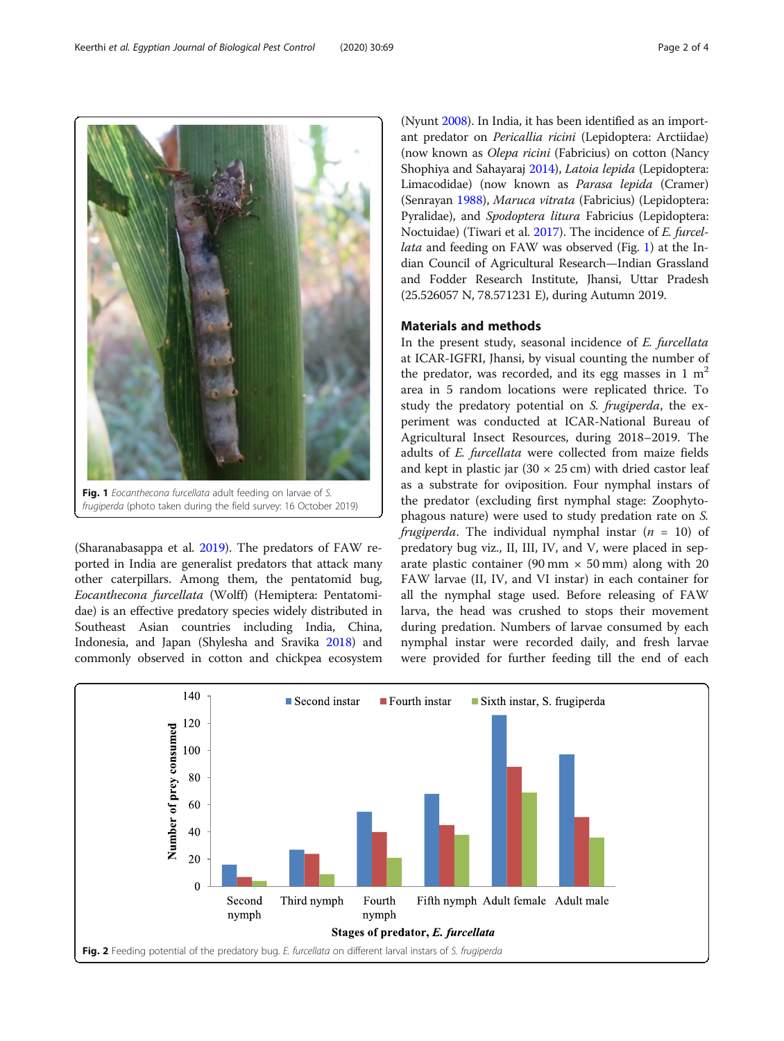Fig. 1 *Eocanthecona furcellata* adult feeding on larvae of *S. frugiperda* (photo taken during the field survey: 16 October 2019)

(Sharanabasappa et al. 2019). The predators of FAW reported in India are generalist predators that attack many other caterpillars. Among them, the pentatomid bug, *Eocanthecona furcellata* (Wolff) (Hemiptera: Pentatomidae) is an effective predatory species widely distributed in Southeast Asian countries including India, China, Indonesia, and Japan (Shylesha and Sravika 2018) and commonly observed in cotton and chickpea ecosystem (Nyunt 2008). In India, it has been identified as an important predator on *Pericallia ricini* (Lepidoptera: Arctiidae) (now known as *Olepa ricini* (Fabricius) on cotton (Nancy Shophiya and Sahayaraj 2014), *Latoia lepida* (Lepidoptera: Limacodidae) (now known as *Parasa lepida* (Cramer) (Senrayan 1988), *Maruca vitrata* (Fabricius) (Lepidoptera: Pyralidae), and *Spodoptera litura* Fabricius (Lepidoptera: Noctuidae) (Tiwari et al. 2017). The incidence of *E. furcellata* and feeding on FAW was observed (Fig. 1) at the Indian Council of Agricultural Research—Indian Grassland and Fodder Research Institute, Jhansi, Uttar Pradesh (25.526057 N, 78.571231 E), during Autumn 2019.

## Materials and methods

In the present study, seasonal incidence of *E. furcellata* at ICAR-IGFRI, Jhansi, by visual counting the number of the predator, was recorded, and its egg masses in 1 $m^2$ area in 5 random locations were replicated thrice. To study the predatory potential on *S. frugiperda*, the experiment was conducted at ICAR-National Bureau of Agricultural Insect Resources, during 2018–2019. The adults of *E. furcellata* were collected from maize fields and kept in plastic jar (30 × 25 cm) with dried castor leaf as a substrate for oviposition. Four nymphal instars of the predator (excluding first nymphal stage: Zoophytophagous nature) were used to study predation rate on *S. frugiperda*. The individual nymphal instar ($n$ = 10) of predatory bug viz., II, III, IV, and V, were placed in separate plastic container (90 mm × 50 mm) along with 20 FAW larvae (II, IV, and VI instar) in each container for all the nymphal stage used. Before releasing of FAW larva, the head was crushed to stops their movement during predation. Numbers of larvae consumed by each nymphal instar were recorded daily, and fresh larvae were provided for further feeding till the end of each

Fig. 2 Feeding potential of the predatory bug. *E. furcellata* on different larval instars of *S. frugiperda*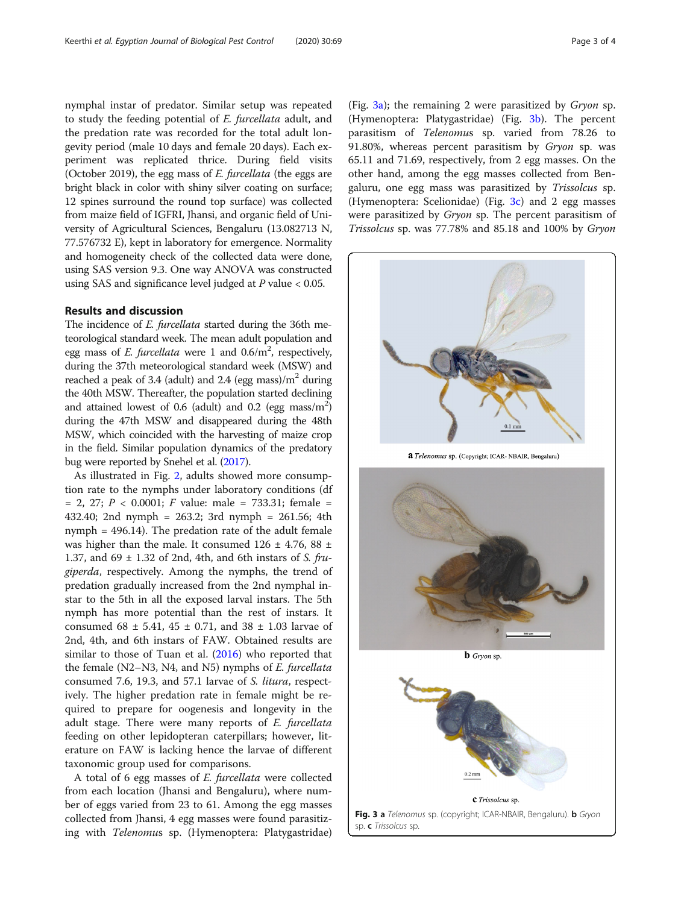nymphal instar of predator. Similar setup was repeated to study the feeding potential of *E. furcellata* adult, and the predation rate was recorded for the total adult longevity period (male 10 days and female 20 days). Each experiment was replicated thrice. During field visits (October 2019), the egg mass of *E. furcellata* (the eggs are bright black in color with shiny silver coating on surface; 12 spines surround the round top surface) was collected from maize field of IGFRI, Jhansi, and organic field of University of Agricultural Sciences, Bengaluru (13.082713 N, 77.576732 E), kept in laboratory for emergence. Normality and homogeneity check of the collected data were done, using SAS version 9.3. One way ANOVA was constructed using SAS and significance level judged at $P$ value < 0.05.

## Results and discussion

The incidence of *E. furcellata* started during the 36th meteorological standard week. The mean adult population and egg mass of *E. furcellata* were 1 and 0.6/$m^2$, respectively, during the 37th meteorological standard week (MSW) and reached a peak of 3.4 (adult) and 2.4 (egg mass)/$m^2$ during the 40th MSW. Thereafter, the population started declining and attained lowest of 0.6 (adult) and 0.2 (egg mass/$m^2$) during the 47th MSW and disappeared during the 48th MSW, which coincided with the harvesting of maize crop in the field. Similar population dynamics of the predatory bug were reported by Snehel et al. (2017).

As illustrated in Fig. 2, adults showed more consumption rate to the nymphs under laboratory conditions (df = 2, 27; $P$ < 0.0001; $F$ value: male = 733.31; female = 432.40; 2nd nymph = 263.2; 3rd nymph = 261.56; 4th nymph = 496.14). The predation rate of the adult female was higher than the male. It consumed 126 ± 4.76, 88 ± 1.37, and 69 ± 1.32 of 2nd, 4th, and 6th instars of *S. frugiperda*, respectively. Among the nymphs, the trend of predation gradually increased from the 2nd nymphal instar to the 5th in all the exposed larval instars. The 5th nymph has more potential than the rest of instars. It consumed 68 ± 5.41, 45 ± 0.71, and 38 ± 1.03 larvae of 2nd, 4th, and 6th instars of FAW. Obtained results are similar to those of Tuan et al. (2016) who reported that the female (N2–N3, N4, and N5) nymphs of *E. furcellata* consumed 7.6, 19.3, and 57.1 larvae of *S. litura*, respectively. The higher predation rate in female might be required to prepare for oogenesis and longevity in the adult stage. There were many reports of *E. furcellata* feeding on other lepidopteran caterpillars; however, literature on FAW is lacking hence the larvae of different taxonomic group used for comparisons.

A total of 6 egg masses of *E. furcellata* were collected from each location (Jhansi and Bengaluru), where number of eggs varied from 23 to 61. Among the egg masses collected from Jhansi, 4 egg masses were found parasitizing with *Telenomus* sp. (Hymenoptera: Platygastridae) (Fig. 3a); the remaining 2 were parasitized by *Gryon* sp. (Hymenoptera: Platygastridae) (Fig. 3b). The percent parasitism of *Telenomus* sp. varied from 78.26 to 91.80%, whereas percent parasitism by *Gryon* sp. was 65.11 and 71.69, respectively, from 2 egg masses. On the other hand, among the egg masses collected from Bengaluru, one egg mass was parasitized by *Trissolcus* sp. (Hymenoptera: Scelionidae) (Fig. 3c) and 2 egg masses were parasitized by *Gryon* sp. The percent parasitism of *Trissolcus* sp. was 77.78% and 85.18 and 100% by *Gryon*

**a** *Telenomus* sp. (Copyright; ICAR- NBAIR, Bengaluru)

**b** *Gryon* sp.

**c** *Trissolcus* sp.

**Fig. 3 a** *Telenomus* sp. (copyright; ICAR-NBAIR, Bengaluru). **b** *Gryon* sp. **c** *Trissolcus* sp.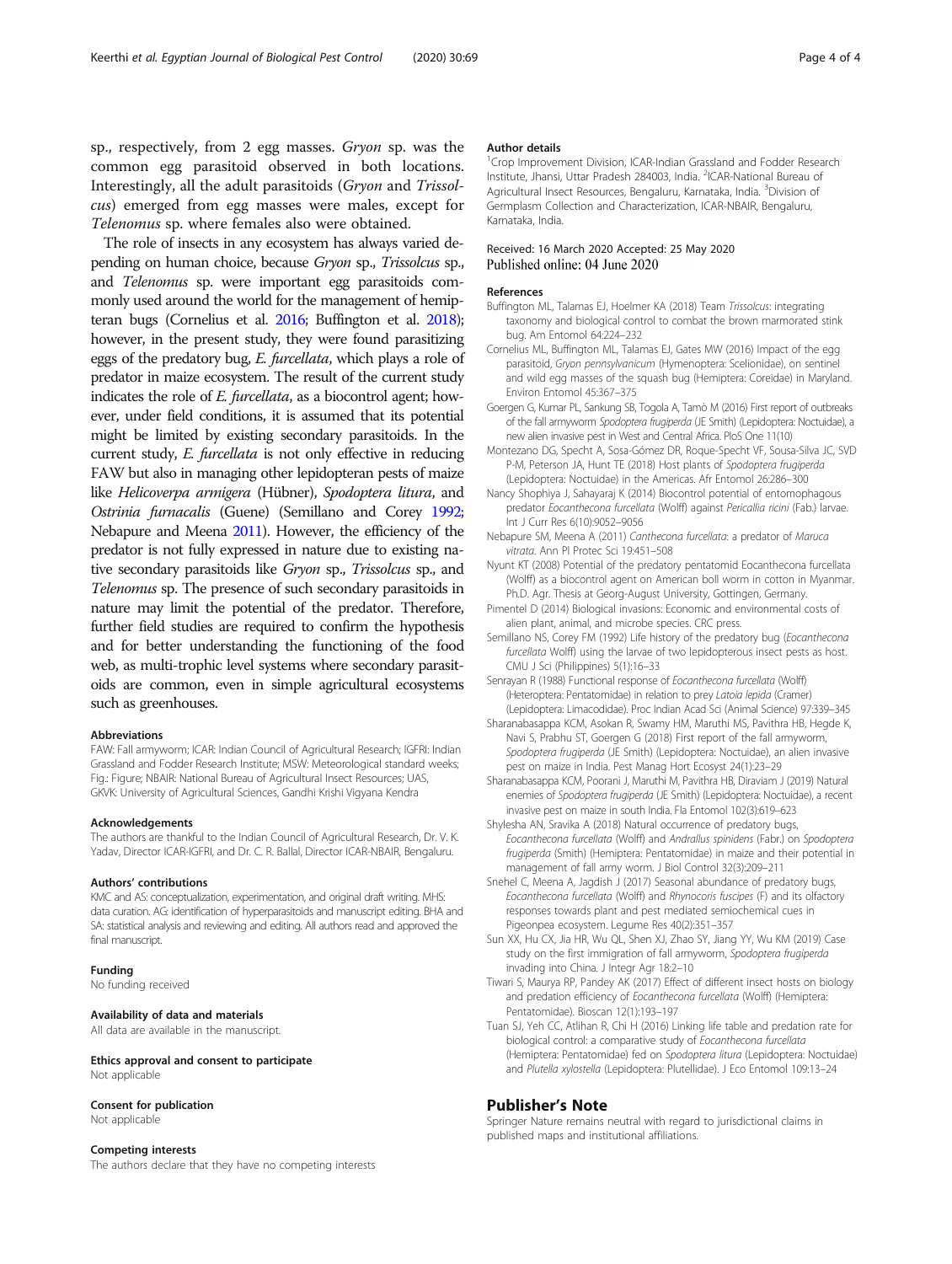sp., respectively, from 2 egg masses. *Gryon* sp. was the common egg parasitoid observed in both locations. Interestingly, all the adult parasitoids (*Gryon* and *Trissolcus*) emerged from egg masses were males, except for *Telenomus* sp. where females also were obtained.

The role of insects in any ecosystem has always varied depending on human choice, because *Gryon* sp., *Trissolcus* sp., and *Telenomus* sp. were important egg parasitoids commonly used around the world for the management of hemipteran bugs (Cornelius et al. 2016; Buffington et al. 2018); however, in the present study, they were found parasitizing eggs of the predatory bug, *E. furcellata*, which plays a role of predator in maize ecosystem. The result of the current study indicates the role of *E. furcellata*, as a biocontrol agent; however, under field conditions, it is assumed that its potential might be limited by existing secondary parasitoids. In the current study, *E. furcellata* is not only effective in reducing FAW but also in managing other lepidopteran pests of maize like *Helicoverpa armigera* (Hübner), *Spodoptera litura*, and *Ostrinia furnacalis* (Guene) (Semillano and Corey 1992; Nebapure and Meena 2011). However, the efficiency of the predator is not fully expressed in nature due to existing native secondary parasitoids like *Gryon* sp., *Trissolcus* sp., and *Telenomus* sp. The presence of such secondary parasitoids in nature may limit the potential of the predator. Therefore, further field studies are required to confirm the hypothesis and for better understanding the functioning of the food web, as multi-trophic level systems where secondary parasitoids are common, even in simple agricultural ecosystems such as greenhouses.

#### Abbreviations

FAW: Fall armyworm; ICAR: Indian Council of Agricultural Research; IGFRI: Indian Grassland and Fodder Research Institute; MSW: Meteorological standard weeks; Fig.: Figure; NBAIR: National Bureau of Agricultural Insect Resources; UAS, GKVK: University of Agricultural Sciences, Gandhi Krishi Vigyana Kendra

#### Acknowledgements

The authors are thankful to the Indian Council of Agricultural Research, Dr. V. K. Yadav, Director ICAR-IGFRI, and Dr. C. R. Ballal, Director ICAR-NBAIR, Bengaluru.

#### Authors' contributions

KMC and AS: conceptualization, experimentation, and original draft writing. MHS: data curation. AG: identification of hyperparasitoids and manuscript editing. BHA and SA: statistical analysis and reviewing and editing. All authors read and approved the final manuscript.

#### Funding

No funding received

#### Availability of data and materials

All data are available in the manuscript.

#### Ethics approval and consent to participate

Not applicable

#### Consent for publication

Not applicable

#### Competing interests

The authors declare that they have no competing interests

#### Author details

[1]Crop Improvement Division, ICAR-Indian Grassland and Fodder Research Institute, Jhansi, Uttar Pradesh 284003, India. [2]ICAR-National Bureau of Agricultural Insect Resources, Bengaluru, Karnataka, India. [3]Division of Germplasm Collection and Characterization, ICAR-NBAIR, Bengaluru, Karnataka, India.

Received: 16 March 2020 Accepted: 25 May 2020
Published online: 04 June 2020

#### References

- Buffington ML, Talamas EJ, Hoelmer KA (2018) Team *Trissolcus*: integrating taxonomy and biological control to combat the brown marmorated stink bug. Am Entomol 64:224–232
- Cornelius ML, Buffington ML, Talamas EJ, Gates MW (2016) Impact of the egg parasitoid, *Gryon pennsylvanicum* (Hymenoptera: Scelionidae), on sentinel and wild egg masses of the squash bug (Hemiptera: Coreidae) in Maryland. Environ Entomol 45:367–375
- Goergen G, Kumar PL, Sankung SB, Togola A, Tamò M (2016) First report of outbreaks of the fall armyworm *Spodoptera frugiperda* (JE Smith) (Lepidoptera: Noctuidae), a new alien invasive pest in West and Central Africa. PloS One 11(10)
- Montezano DG, Specht A, Sosa-Gómez DR, Roque-Specht VF, Sousa-Silva JC, SVD P-M, Peterson JA, Hunt TE (2018) Host plants of *Spodoptera frugiperda* (Lepidoptera: Noctuidae) in the Americas. Afr Entomol 26:286–300
- Nancy Shophiya J, Sahayaraj K (2014) Biocontrol potential of entomophagous predator *Eocanthecona furcellata* (Wolff) against *Pericallia ricini* (Fab.) larvae. Int J Curr Res 6(10):9052–9056
- Nebapure SM, Meena A (2011) *Canthecona furcellata*: a predator of *Maruca vitrata*. Ann Pl Protec Sci 19:451–508
- Nyunt KT (2008) Potential of the predatory pentatomid Eocanthecona furcellata (Wolff) as a biocontrol agent on American boll worm in cotton in Myanmar. Ph.D. Agr. Thesis at Georg-August University, Gottingen, Germany.
- Pimentel D (2014) Biological invasions: Economic and environmental costs of alien plant, animal, and microbe species. CRC press.
- Semillano NS, Corey FM (1992) Life history of the predatory bug (*Eocanthecona furcellata* Wolff) using the larvae of two lepidopterous insect pests as host. CMU J Sci (Philippines) 5(1):16–33
- Senrayan R (1988) Functional response of *Eocanthecona furcellata* (Wolff) (Heteroptera: Pentatomidae) in relation to prey *Latoia lepida* (Cramer) (Lepidoptera: Limacodidae). Proc Indian Acad Sci (Animal Science) 97:339–345
- Sharanabasappa KCM, Asokan R, Swamy HM, Maruthi MS, Pavithra HB, Hegde K, Navi S, Prabhu ST, Goergen G (2018) First report of the fall armyworm, *Spodoptera frugiperda* (JE Smith) (Lepidoptera: Noctuidae), an alien invasive pest on maize in India. Pest Manag Hort Ecosyst 24(1):23–29
- Sharanabasappa KCM, Poorani J, Maruthi M, Pavithra HB, Diraviam J (2019) Natural enemies of *Spodoptera frugiperda* (JE Smith) (Lepidoptera: Noctuidae), a recent invasive pest on maize in south India. Fla Entomol 102(3):619–623
- Shylesha AN, Sravika A (2018) Natural occurrence of predatory bugs, *Eocanthecona furcellata* (Wolff) and *Andrallus spinidens* (Fabr.) on *Spodoptera frugiperda* (Smith) (Hemiptera: Pentatomidae) in maize and their potential in management of fall army worm. J Biol Control 32(3):209–211
- Snehel C, Meena A, Jagdish J (2017) Seasonal abundance of predatory bugs, *Eocanthecona furcellata* (Wolff) and *Rhynocoris fuscipes* (F) and its olfactory responses towards plant and pest mediated semiochemical cues in Pigeonpea ecosystem. Legume Res 40(2):351–357
- Sun XX, Hu CX, Jia HR, Wu QL, Shen XJ, Zhao SY, Jiang YY, Wu KM (2019) Case study on the first immigration of fall armyworm, *Spodoptera frugiperda* invading into China. J Integr Agr 18:2–10
- Tiwari S, Maurya RP, Pandey AK (2017) Effect of different insect hosts on biology and predation efficiency of *Eocanthecona furcellata* (Wolff) (Hemiptera: Pentatomidae). Bioscan 12(1):193–197
- Tuan SJ, Yeh CC, Atlihan R, Chi H (2016) Linking life table and predation rate for biological control: a comparative study of *Eocanthecona furcellata* (Hemiptera: Pentatomidae) fed on *Spodoptera litura* (Lepidoptera: Noctuidae) and *Plutella xylostella* (Lepidoptera: Plutellidae). J Eco Entomol 109:13–24

## Publisher's Note

Springer Nature remains neutral with regard to jurisdictional claims in published maps and institutional affiliations.